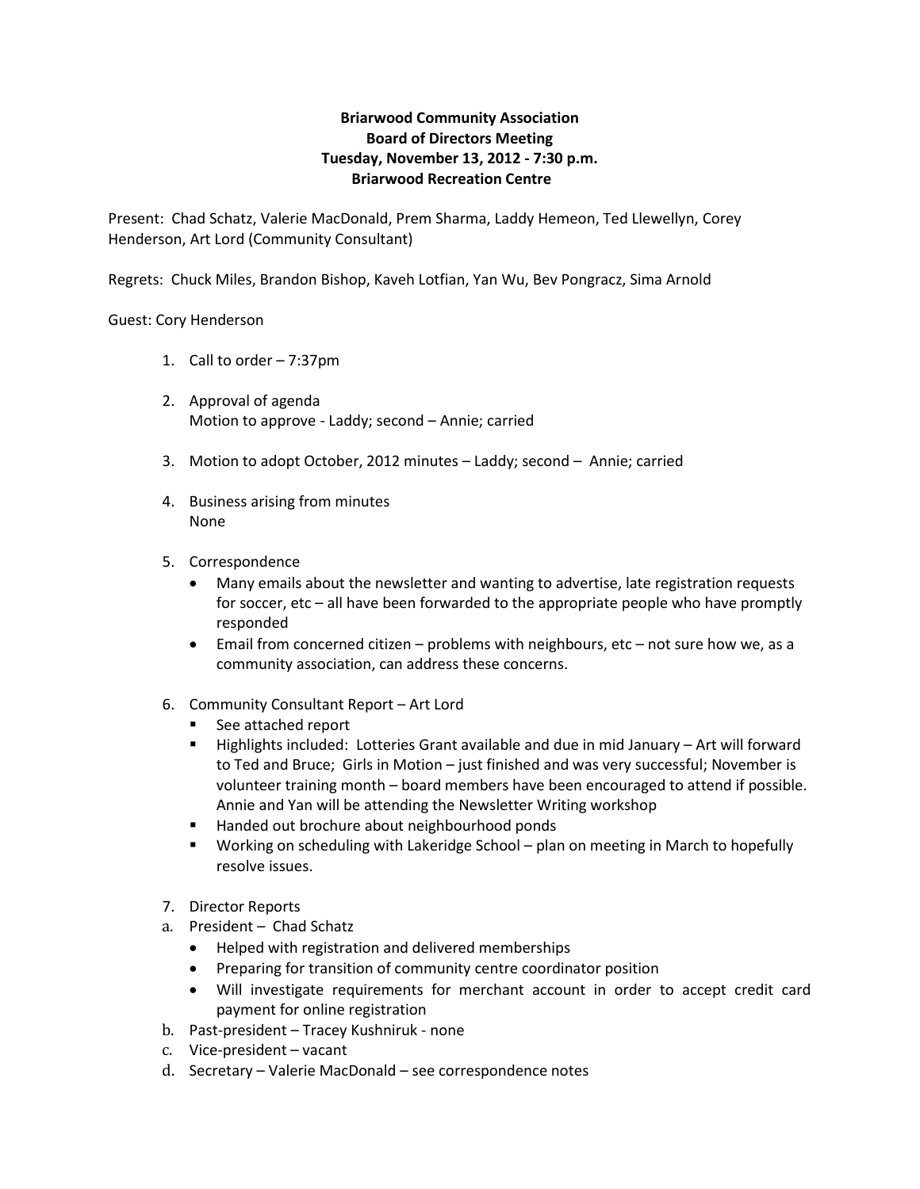**Briarwood Community Association**
**Board of Directors Meeting**
**Tuesday, November 13, 2012 - 7:30 p.m.**
**Briarwood Recreation Centre**

Present: Chad Schatz, Valerie MacDonald, Prem Sharma, Laddy Hemeon, Ted Llewellyn, Corey Henderson, Art Lord (Community Consultant)

Regrets: Chuck Miles, Brandon Bishop, Kaveh Lotfian, Yan Wu, Bev Pongracz, Sima Arnold

Guest: Cory Henderson

1. Call to order – 7:37pm

2. Approval of agenda
   Motion to approve - Laddy; second – Annie; carried

3. Motion to adopt October, 2012 minutes – Laddy; second – Annie; carried

4. Business arising from minutes
   None

5. Correspondence
   - Many emails about the newsletter and wanting to advertise, late registration requests for soccer, etc – all have been forwarded to the appropriate people who have promptly responded
   - Email from concerned citizen – problems with neighbours, etc – not sure how we, as a community association, can address these concerns.

6. Community Consultant Report – Art Lord
   - See attached report
   - Highlights included: Lotteries Grant available and due in mid January – Art will forward to Ted and Bruce; Girls in Motion – just finished and was very successful; November is volunteer training month – board members have been encouraged to attend if possible. Annie and Yan will be attending the Newsletter Writing workshop
   - Handed out brochure about neighbourhood ponds
   - Working on scheduling with Lakeridge School – plan on meeting in March to hopefully resolve issues.

7. Director Reports

a. President – Chad Schatz
   - Helped with registration and delivered memberships
   - Preparing for transition of community centre coordinator position
   - Will investigate requirements for merchant account in order to accept credit card payment for online registration

b. Past-president – Tracey Kushniruk - none

c. Vice-president – vacant

d. Secretary – Valerie MacDonald – see correspondence notes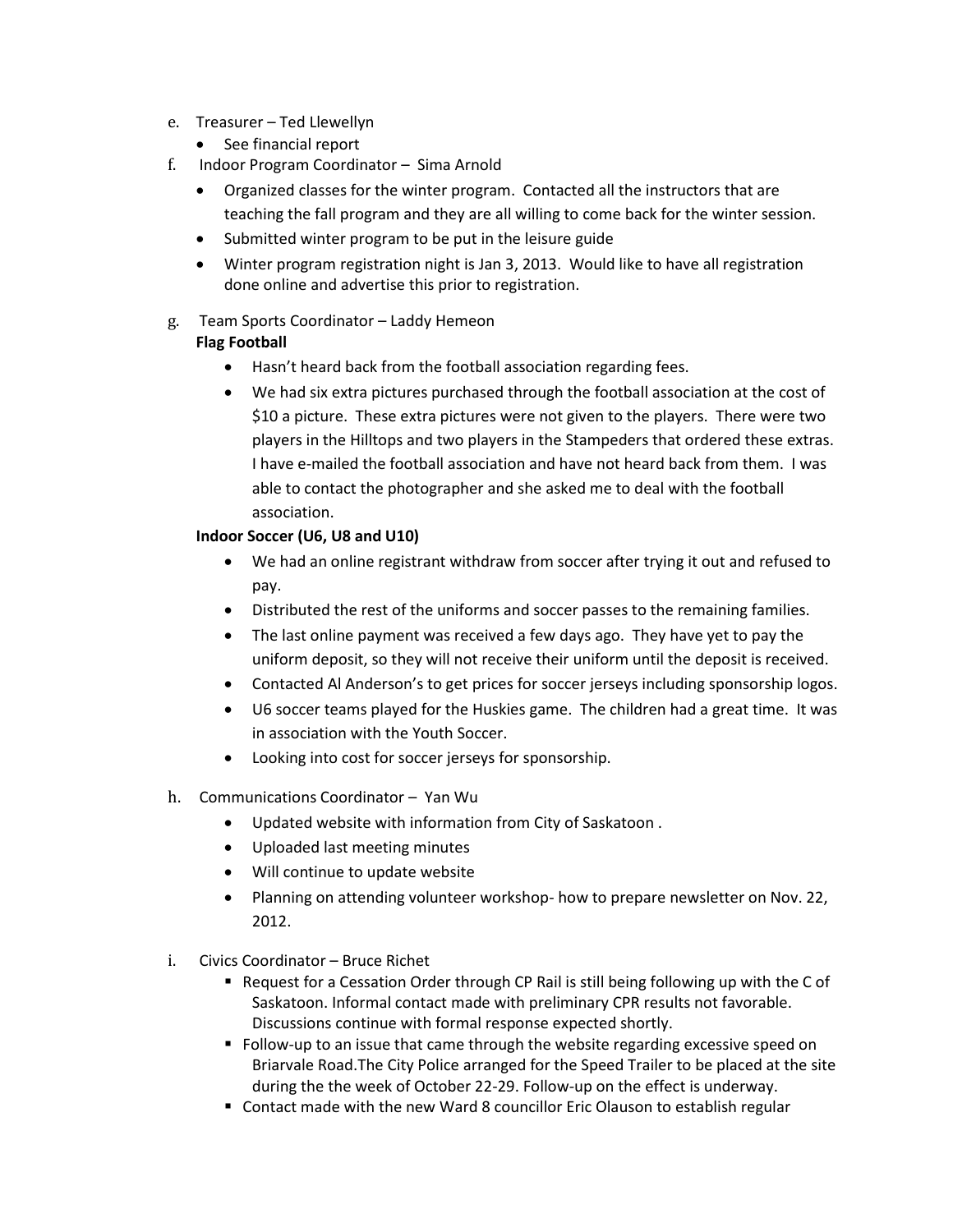e. Treasurer – Ted Llewellyn
   - See financial report

f. Indoor Program Coordinator – Sima Arnold
   - Organized classes for the winter program. Contacted all the instructors that are teaching the fall program and they are all willing to come back for the winter session.
   - Submitted winter program to be put in the leisure guide
   - Winter program registration night is Jan 3, 2013. Would like to have all registration done online and advertise this prior to registration.

g. Team Sports Coordinator – Laddy Hemeon

   **Flag Football**
   - Hasn't heard back from the football association regarding fees.
   - We had six extra pictures purchased through the football association at the cost of $10 a picture. These extra pictures were not given to the players. There were two players in the Hilltops and two players in the Stampeders that ordered these extras. I have e-mailed the football association and have not heard back from them. I was able to contact the photographer and she asked me to deal with the football association.

   **Indoor Soccer (U6, U8 and U10)**
   - We had an online registrant withdraw from soccer after trying it out and refused to pay.
   - Distributed the rest of the uniforms and soccer passes to the remaining families.
   - The last online payment was received a few days ago. They have yet to pay the uniform deposit, so they will not receive their uniform until the deposit is received.
   - Contacted Al Anderson's to get prices for soccer jerseys including sponsorship logos.
   - U6 soccer teams played for the Huskies game. The children had a great time. It was in association with the Youth Soccer.
   - Looking into cost for soccer jerseys for sponsorship.

h. Communications Coordinator – Yan Wu
   - Updated website with information from City of Saskatoon .
   - Uploaded last meeting minutes
   - Will continue to update website
   - Planning on attending volunteer workshop- how to prepare newsletter on Nov. 22, 2012.

i. Civics Coordinator – Bruce Richet
   - Request for a Cessation Order through CP Rail is still being following up with the C of Saskatoon. Informal contact made with preliminary CPR results not favorable. Discussions continue with formal response expected shortly.
   - Follow-up to an issue that came through the website regarding excessive speed on Briarvale Road.The City Police arranged for the Speed Trailer to be placed at the site during the the week of October 22-29. Follow-up on the effect is underway.
   - Contact made with the new Ward 8 councillor Eric Olauson to establish regular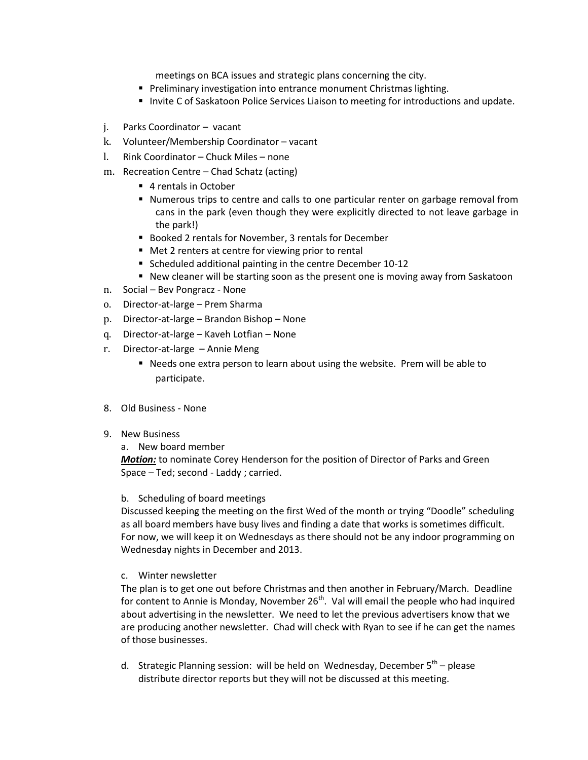meetings on BCA issues and strategic plans concerning the city.

- Preliminary investigation into entrance monument Christmas lighting.
- Invite C of Saskatoon Police Services Liaison to meeting for introductions and update.

j. Parks Coordinator – vacant

k. Volunteer/Membership Coordinator – vacant

l. Rink Coordinator – Chuck Miles – none

m. Recreation Centre – Chad Schatz (acting)

- 4 rentals in October
- Numerous trips to centre and calls to one particular renter on garbage removal from cans in the park (even though they were explicitly directed to not leave garbage in the park!)
- Booked 2 rentals for November, 3 rentals for December
- Met 2 renters at centre for viewing prior to rental
- Scheduled additional painting in the centre December 10-12
- New cleaner will be starting soon as the present one is moving away from Saskatoon

n. Social – Bev Pongracz - None

o. Director-at-large – Prem Sharma

p. Director-at-large – Brandon Bishop – None

q. Director-at-large – Kaveh Lotfian – None

r. Director-at-large – Annie Meng

- Needs one extra person to learn about using the website. Prem will be able to participate.

8. Old Business - None

9. New Business

a. New board member

***Motion:*** to nominate Corey Henderson for the position of Director of Parks and Green Space – Ted; second - Laddy ; carried.

b. Scheduling of board meetings

Discussed keeping the meeting on the first Wed of the month or trying "Doodle" scheduling as all board members have busy lives and finding a date that works is sometimes difficult. For now, we will keep it on Wednesdays as there should not be any indoor programming on Wednesday nights in December and 2013.

c. Winter newsletter

The plan is to get one out before Christmas and then another in February/March. Deadline for content to Annie is Monday, November 26th. Val will email the people who had inquired about advertising in the newsletter. We need to let the previous advertisers know that we are producing another newsletter. Chad will check with Ryan to see if he can get the names of those businesses.

d. Strategic Planning session: will be held on Wednesday, December 5th – please distribute director reports but they will not be discussed at this meeting.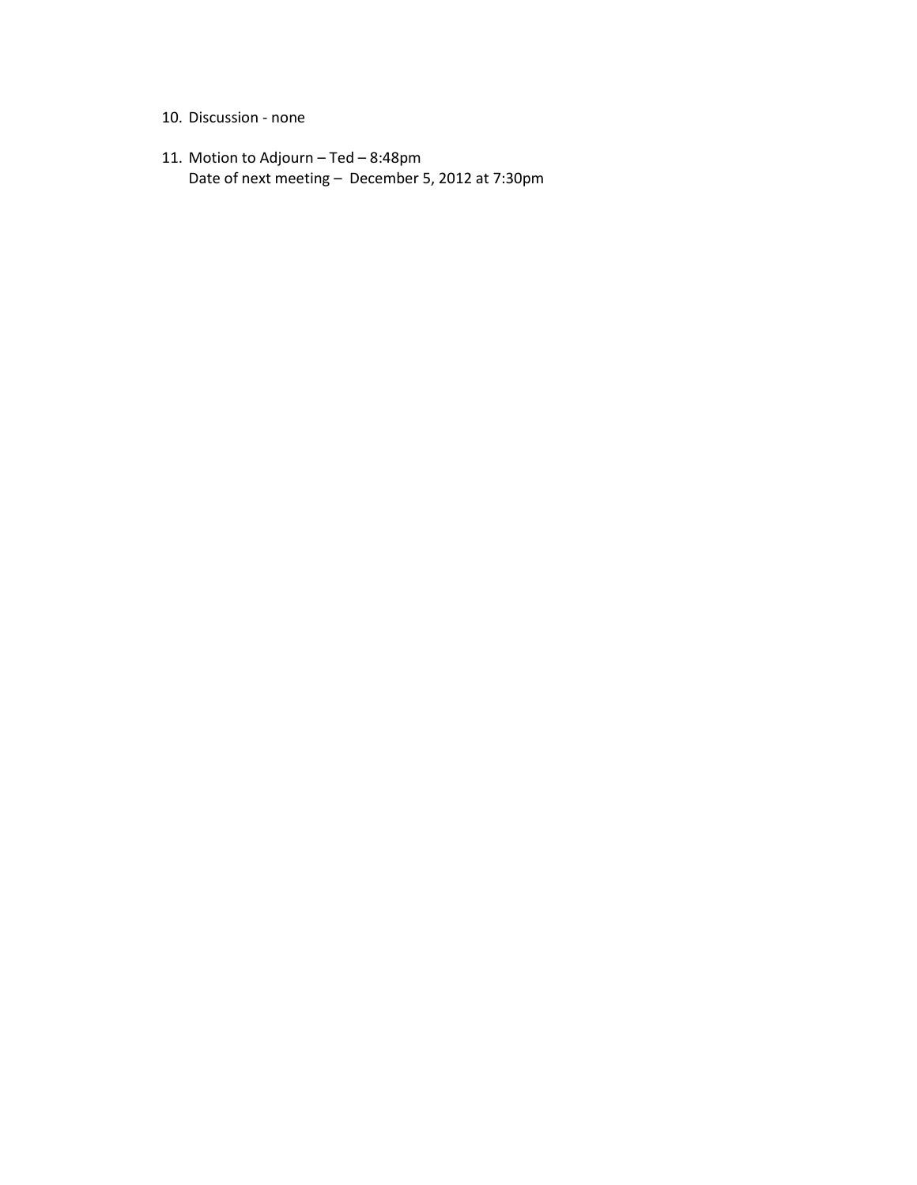10. Discussion - none

11. Motion to Adjourn – Ted – 8:48pm
    Date of next meeting – December 5, 2012 at 7:30pm